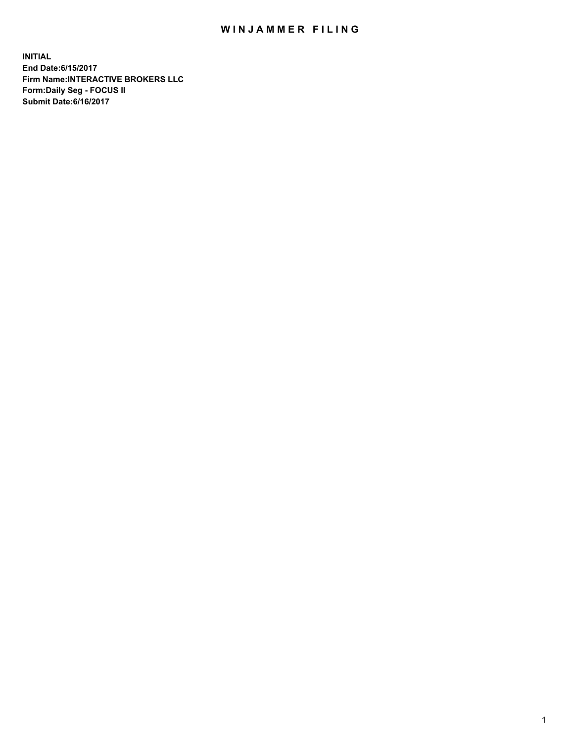# WINJAMMER FILING

**INITIAL**
**End Date:6/15/2017**
**Firm Name:INTERACTIVE BROKERS LLC**
**Form:Daily Seg - FOCUS II**
**Submit Date:6/16/2017**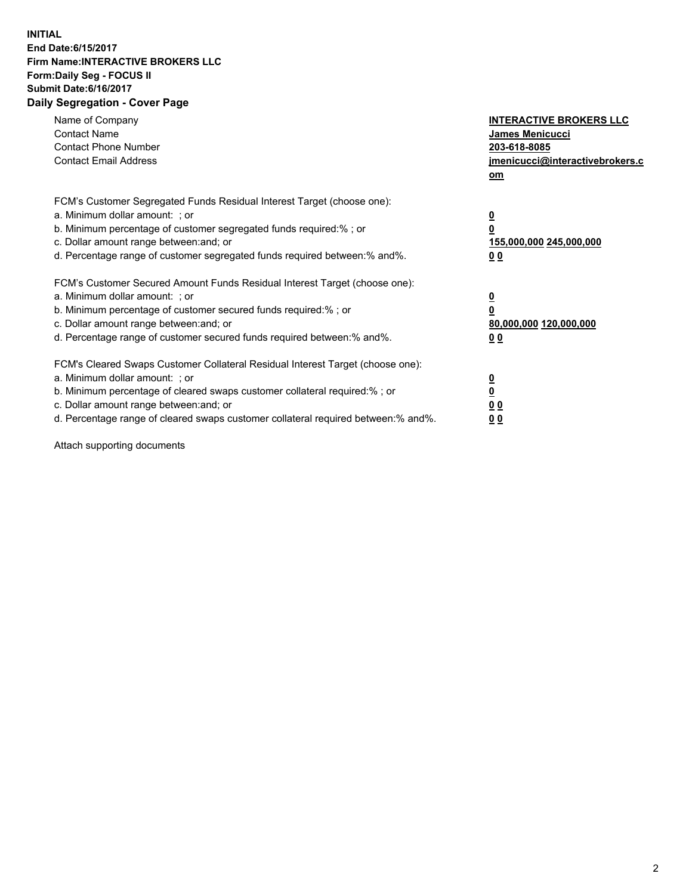**INITIAL**
**End Date:6/15/2017**
**Firm Name:INTERACTIVE BROKERS LLC**
**Form:Daily Seg - FOCUS II**
**Submit Date:6/16/2017**
**Daily Segregation - Cover Page**

| | |
|---|---|
| Name of Company | **INTERACTIVE BROKERS LLC** |
| Contact Name | **James Menicucci** |
| Contact Phone Number | **203-618-8085** |
| Contact Email Address | **jmenicucci@interactivebrokers.com** |

FCM's Customer Segregated Funds Residual Interest Target (choose one):

| | |
|---|---|
| a. Minimum dollar amount: ; or | **0** |
| b. Minimum percentage of customer segregated funds required:% ; or | **0** |
| c. Dollar amount range between:and; or | **155,000,000 245,000,000** |
| d. Percentage range of customer segregated funds required between:% and%. | **0 0** |

FCM's Customer Secured Amount Funds Residual Interest Target (choose one):

| | |
|---|---|
| a. Minimum dollar amount: ; or | **0** |
| b. Minimum percentage of customer secured funds required:% ; or | **0** |
| c. Dollar amount range between:and; or | **80,000,000 120,000,000** |
| d. Percentage range of customer secured funds required between:% and%. | **0 0** |

FCM's Cleared Swaps Customer Collateral Residual Interest Target (choose one):

| | |
|---|---|
| a. Minimum dollar amount: ; or | **0** |
| b. Minimum percentage of cleared swaps customer collateral required:% ; or | **0** |
| c. Dollar amount range between:and; or | **0 0** |
| d. Percentage range of cleared swaps customer collateral required between:% and%. | **0 0** |

Attach supporting documents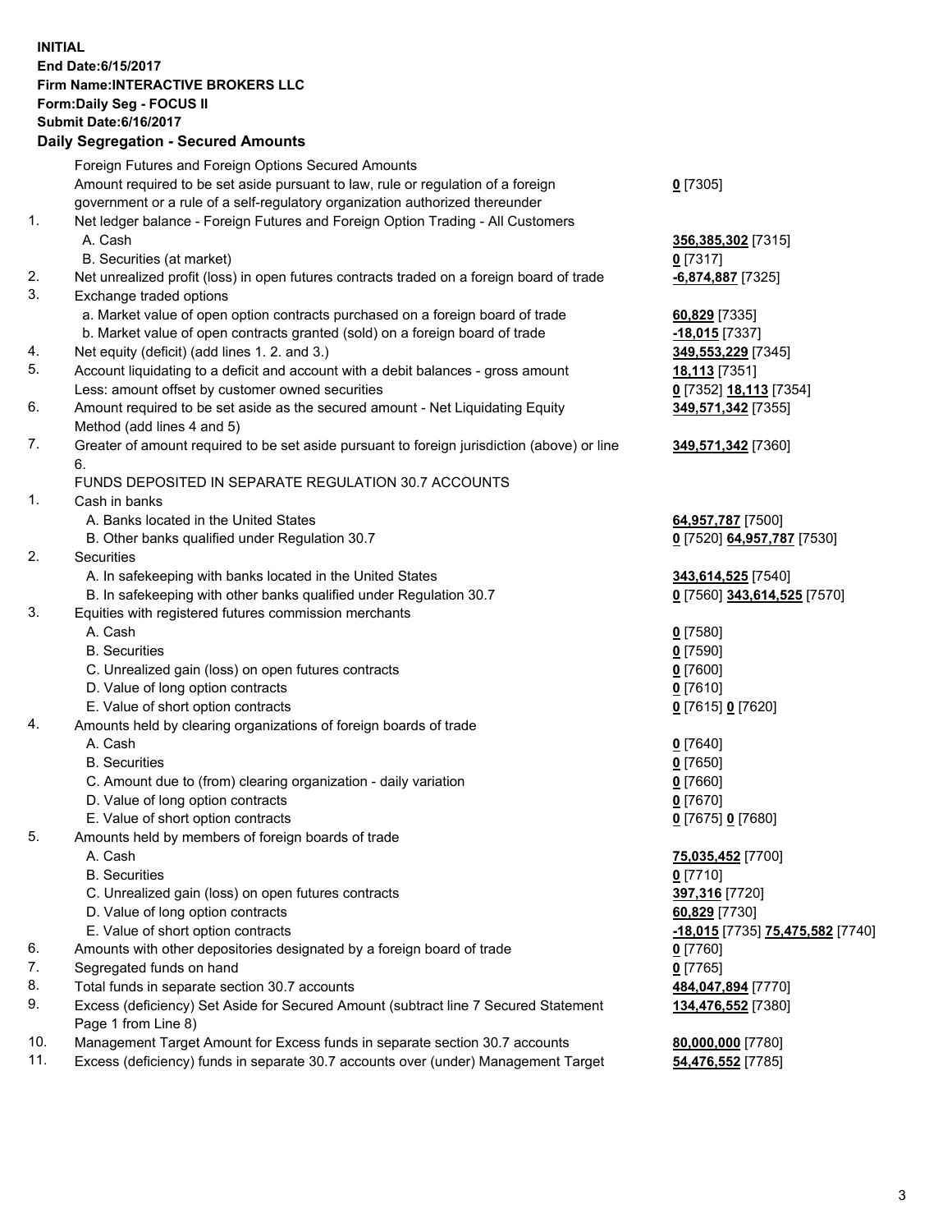**INITIAL**
**End Date:6/15/2017**
**Firm Name:INTERACTIVE BROKERS LLC**
**Form:Daily Seg - FOCUS II**
**Submit Date:6/16/2017**

**Daily Segregation - Secured Amounts**

| | | |
|---|---|---|
| | Foreign Futures and Foreign Options Secured Amounts | |
| | Amount required to be set aside pursuant to law, rule or regulation of a foreign government or a rule of a self-regulatory organization authorized thereunder | **0** [7305] |
| 1. | Net ledger balance - Foreign Futures and Foreign Option Trading - All Customers | |
| | A. Cash | **356,385,302** [7315] |
| | B. Securities (at market) | **0** [7317] |
| 2. | Net unrealized profit (loss) in open futures contracts traded on a foreign board of trade | **-6,874,887** [7325] |
| 3. | Exchange traded options | |
| | a. Market value of open option contracts purchased on a foreign board of trade | **60,829** [7335] |
| | b. Market value of open contracts granted (sold) on a foreign board of trade | **-18,015** [7337] |
| 4. | Net equity (deficit) (add lines 1. 2. and 3.) | **349,553,229** [7345] |
| 5. | Account liquidating to a deficit and account with a debit balances - gross amount | **18,113** [7351] |
| | Less: amount offset by customer owned securities | **0** [7352] **18,113** [7354] |
| 6. | Amount required to be set aside as the secured amount - Net Liquidating Equity Method (add lines 4 and 5) | **349,571,342** [7355] |
| 7. | Greater of amount required to be set aside pursuant to foreign jurisdiction (above) or line 6. | **349,571,342** [7360] |
| | FUNDS DEPOSITED IN SEPARATE REGULATION 30.7 ACCOUNTS | |
| 1. | Cash in banks | |
| | A. Banks located in the United States | **64,957,787** [7500] |
| | B. Other banks qualified under Regulation 30.7 | **0** [7520] **64,957,787** [7530] |
| 2. | Securities | |
| | A. In safekeeping with banks located in the United States | **343,614,525** [7540] |
| | B. In safekeeping with other banks qualified under Regulation 30.7 | **0** [7560] **343,614,525** [7570] |
| 3. | Equities with registered futures commission merchants | |
| | A. Cash | **0** [7580] |
| | B. Securities | **0** [7590] |
| | C. Unrealized gain (loss) on open futures contracts | **0** [7600] |
| | D. Value of long option contracts | **0** [7610] |
| | E. Value of short option contracts | **0** [7615] **0** [7620] |
| 4. | Amounts held by clearing organizations of foreign boards of trade | |
| | A. Cash | **0** [7640] |
| | B. Securities | **0** [7650] |
| | C. Amount due to (from) clearing organization - daily variation | **0** [7660] |
| | D. Value of long option contracts | **0** [7670] |
| | E. Value of short option contracts | **0** [7675] **0** [7680] |
| 5. | Amounts held by members of foreign boards of trade | |
| | A. Cash | **75,035,452** [7700] |
| | B. Securities | **0** [7710] |
| | C. Unrealized gain (loss) on open futures contracts | **397,316** [7720] |
| | D. Value of long option contracts | **60,829** [7730] |
| | E. Value of short option contracts | **-18,015** [7735] **75,475,582** [7740] |
| 6. | Amounts with other depositories designated by a foreign board of trade | **0** [7760] |
| 7. | Segregated funds on hand | **0** [7765] |
| 8. | Total funds in separate section 30.7 accounts | **484,047,894** [7770] |
| 9. | Excess (deficiency) Set Aside for Secured Amount (subtract line 7 Secured Statement Page 1 from Line 8) | **134,476,552** [7380] |
| 10. | Management Target Amount for Excess funds in separate section 30.7 accounts | **80,000,000** [7780] |
| 11. | Excess (deficiency) funds in separate 30.7 accounts over (under) Management Target | **54,476,552** [7785] |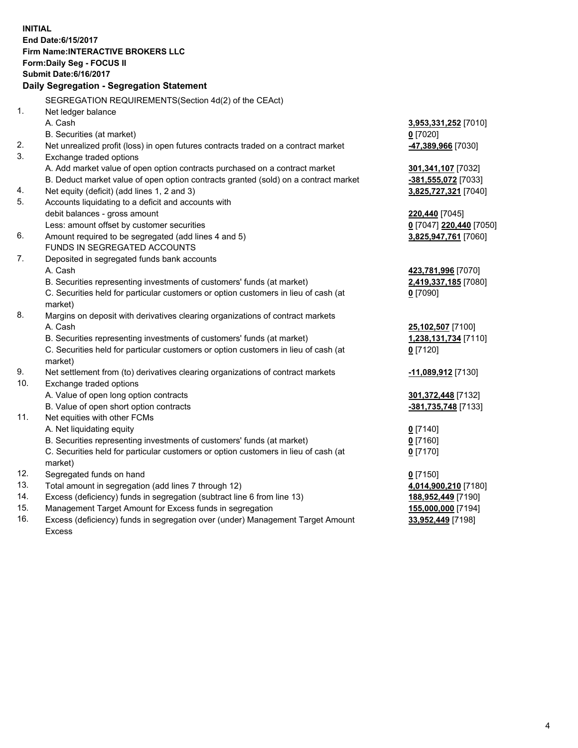**INITIAL**
**End Date:6/15/2017**
**Firm Name:INTERACTIVE BROKERS LLC**
**Form:Daily Seg - FOCUS II**
**Submit Date:6/16/2017**

**Daily Segregation - Segregation Statement**

| | | |
|---|---|---|
| | SEGREGATION REQUIREMENTS(Section 4d(2) of the CEAct) | |
| 1. | Net ledger balance | |
| | A. Cash | **3,953,331,252** [7010] |
| | B. Securities (at market) | **0** [7020] |
| 2. | Net unrealized profit (loss) in open futures contracts traded on a contract market | **-47,389,966** [7030] |
| 3. | Exchange traded options | |
| | A. Add market value of open option contracts purchased on a contract market | **301,341,107** [7032] |
| | B. Deduct market value of open option contracts granted (sold) on a contract market | **-381,555,072** [7033] |
| 4. | Net equity (deficit) (add lines 1, 2 and 3) | **3,825,727,321** [7040] |
| 5. | Accounts liquidating to a deficit and accounts with | |
| | debit balances - gross amount | **220,440** [7045] |
| | Less: amount offset by customer securities | **0** [7047] **220,440** [7050] |
| 6. | Amount required to be segregated (add lines 4 and 5) | **3,825,947,761** [7060] |
| | FUNDS IN SEGREGATED ACCOUNTS | |
| 7. | Deposited in segregated funds bank accounts | |
| | A. Cash | **423,781,996** [7070] |
| | B. Securities representing investments of customers' funds (at market) | **2,419,337,185** [7080] |
| | C. Securities held for particular customers or option customers in lieu of cash (at market) | **0** [7090] |
| 8. | Margins on deposit with derivatives clearing organizations of contract markets | |
| | A. Cash | **25,102,507** [7100] |
| | B. Securities representing investments of customers' funds (at market) | **1,238,131,734** [7110] |
| | C. Securities held for particular customers or option customers in lieu of cash (at market) | **0** [7120] |
| 9. | Net settlement from (to) derivatives clearing organizations of contract markets | **-11,089,912** [7130] |
| 10. | Exchange traded options | |
| | A. Value of open long option contracts | **301,372,448** [7132] |
| | B. Value of open short option contracts | **-381,735,748** [7133] |
| 11. | Net equities with other FCMs | |
| | A. Net liquidating equity | **0** [7140] |
| | B. Securities representing investments of customers' funds (at market) | **0** [7160] |
| | C. Securities held for particular customers or option customers in lieu of cash (at market) | **0** [7170] |
| 12. | Segregated funds on hand | **0** [7150] |
| 13. | Total amount in segregation (add lines 7 through 12) | **4,014,900,210** [7180] |
| 14. | Excess (deficiency) funds in segregation (subtract line 6 from line 13) | **188,952,449** [7190] |
| 15. | Management Target Amount for Excess funds in segregation | **155,000,000** [7194] |
| 16. | Excess (deficiency) funds in segregation over (under) Management Target Amount Excess | **33,952,449** [7198] |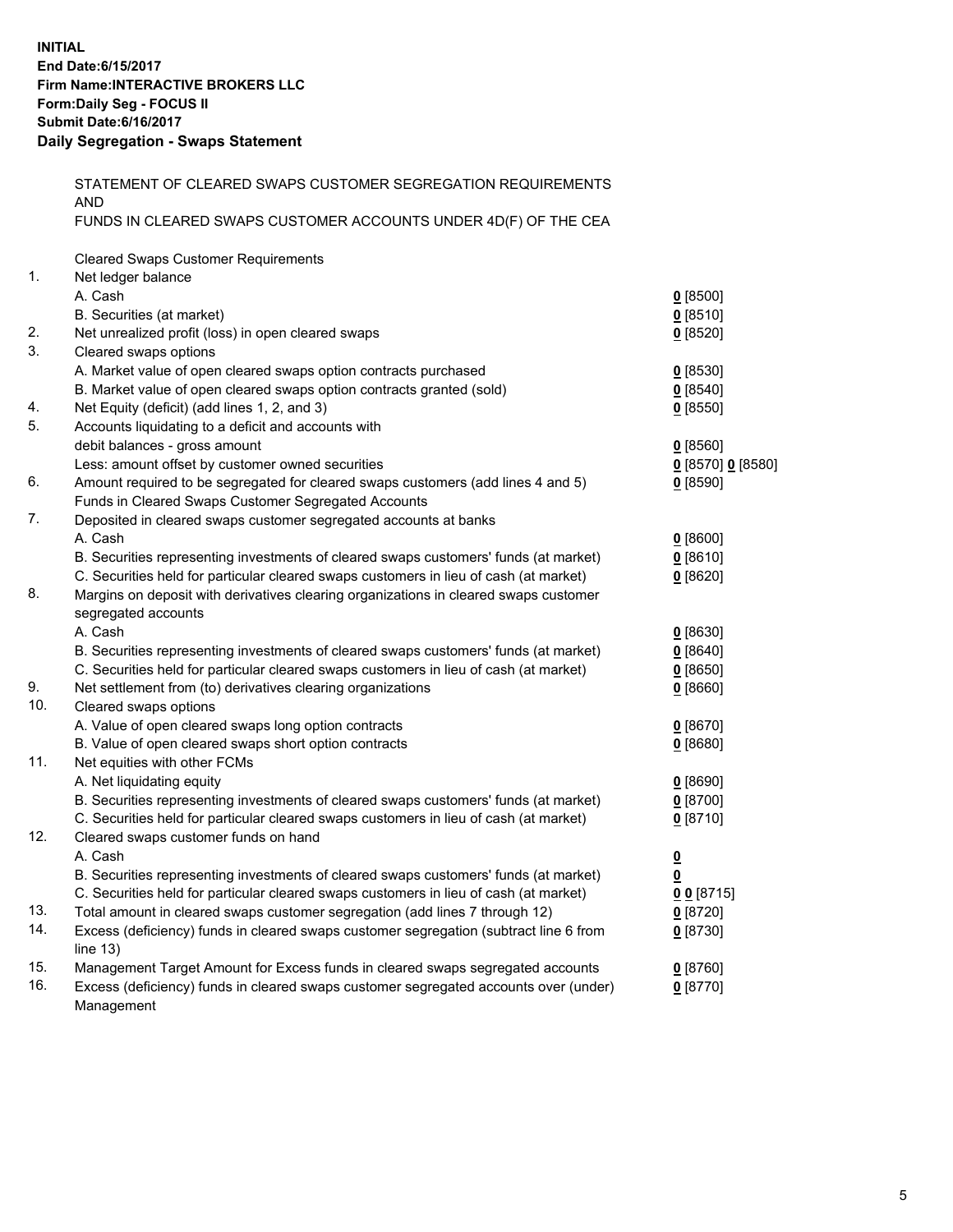**INITIAL**
**End Date:6/15/2017**
**Firm Name:INTERACTIVE BROKERS LLC**
**Form:Daily Seg - FOCUS II**
**Submit Date:6/16/2017**
**Daily Segregation - Swaps Statement**

STATEMENT OF CLEARED SWAPS CUSTOMER SEGREGATION REQUIREMENTS AND FUNDS IN CLEARED SWAPS CUSTOMER ACCOUNTS UNDER 4D(F) OF THE CEA

| | | |
|---|---|---|
| | Cleared Swaps Customer Requirements | |
| 1. | Net ledger balance | |
| | A. Cash | 0 [8500] |
| | B. Securities (at market) | 0 [8510] |
| 2. | Net unrealized profit (loss) in open cleared swaps | 0 [8520] |
| 3. | Cleared swaps options | |
| | A. Market value of open cleared swaps option contracts purchased | 0 [8530] |
| | B. Market value of open cleared swaps option contracts granted (sold) | 0 [8540] |
| 4. | Net Equity (deficit) (add lines 1, 2, and 3) | 0 [8550] |
| 5. | Accounts liquidating to a deficit and accounts with debit balances - gross amount | 0 [8560] |
| | Less: amount offset by customer owned securities | 0 [8570] 0 [8580] |
| 6. | Amount required to be segregated for cleared swaps customers (add lines 4 and 5) | 0 [8590] |
| | Funds in Cleared Swaps Customer Segregated Accounts | |
| 7. | Deposited in cleared swaps customer segregated accounts at banks | |
| | A. Cash | 0 [8600] |
| | B. Securities representing investments of cleared swaps customers' funds (at market) | 0 [8610] |
| | C. Securities held for particular cleared swaps customers in lieu of cash (at market) | 0 [8620] |
| 8. | Margins on deposit with derivatives clearing organizations in cleared swaps customer segregated accounts | |
| | A. Cash | 0 [8630] |
| | B. Securities representing investments of cleared swaps customers' funds (at market) | 0 [8640] |
| | C. Securities held for particular cleared swaps customers in lieu of cash (at market) | 0 [8650] |
| 9. | Net settlement from (to) derivatives clearing organizations | 0 [8660] |
| 10. | Cleared swaps options | |
| | A. Value of open cleared swaps long option contracts | 0 [8670] |
| | B. Value of open cleared swaps short option contracts | 0 [8680] |
| 11. | Net equities with other FCMs | |
| | A. Net liquidating equity | 0 [8690] |
| | B. Securities representing investments of cleared swaps customers' funds (at market) | 0 [8700] |
| | C. Securities held for particular cleared swaps customers in lieu of cash (at market) | 0 [8710] |
| 12. | Cleared swaps customer funds on hand | |
| | A. Cash | 0 |
| | B. Securities representing investments of cleared swaps customers' funds (at market) | 0 |
| | C. Securities held for particular cleared swaps customers in lieu of cash (at market) | 0 0 [8715] |
| 13. | Total amount in cleared swaps customer segregation (add lines 7 through 12) | 0 [8720] |
| 14. | Excess (deficiency) funds in cleared swaps customer segregation (subtract line 6 from line 13) | 0 [8730] |
| 15. | Management Target Amount for Excess funds in cleared swaps segregated accounts | 0 [8760] |
| 16. | Excess (deficiency) funds in cleared swaps customer segregated accounts over (under) Management | 0 [8770] |